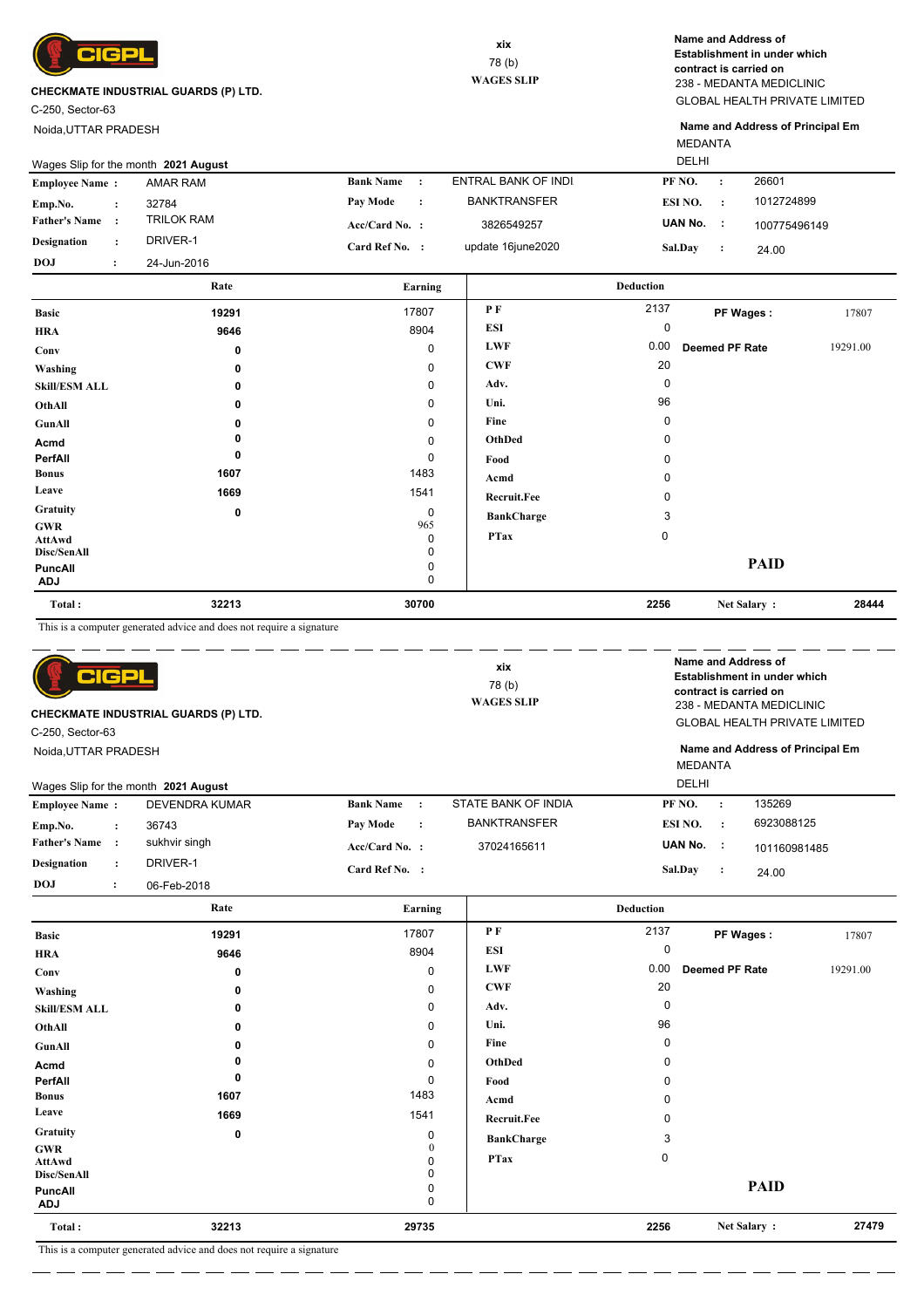CIGPL

**CHECKMATE INDUSTRIAL GUARDS (P) LTD.**
C-250, Sector-63
Noida,UTTAR PRADESH

xix
78 (b)
**WAGES SLIP**

**Name and Address of Establishment in under which contract is carried on**
238 - MEDANTA MEDICLINIC
GLOBAL HEALTH PRIVATE LIMITED

**Name and Address of Principal Em**
MEDANTA
DELHI

Wages Slip for the month **2021 August**

| | | | | | |
|---|---|---|---|---|---|
| **Employee Name :** | AMAR RAM | **Bank Name :** | ENTRAL BANK OF INDI | **PF NO. :** | 26601 |
| **Emp.No. :** | 32784 | **Pay Mode :** | BANKTRANSFER | **ESI NO. :** | 1012724899 |
| **Father's Name :** | TRILOK RAM | **Acc/Card No. :** | 3826549257 | **UAN No. :** | 100775496149 |
| **Designation :** | DRIVER-1 | **Card Ref No. :** | update 16june2020 | **Sal.Day :** | 24.00 |
| **DOJ :** | 24-Jun-2016 | | | | |

| | Rate | Earning | Deduction | | | |
|---|---|---|---|---|---|---|
| **Basic** | 19291 | 17807 | **P F** | 2137 | **PF Wages :** | 17807 |
| **HRA** | 9646 | 8904 | **ESI** | 0 | | |
| **Conv** | 0 | 0 | **LWF** | 0.00 | **Deemed PF Rate** | 19291.00 |
| **Washing** | 0 | 0 | **CWF** | 20 | | |
| **Skill/ESM ALL** | 0 | 0 | **Adv.** | 0 | | |
| **OthAll** | 0 | 0 | **Uni.** | 96 | | |
| **GunAll** | 0 | 0 | **Fine** | 0 | | |
| **Acmd** | 0 | 0 | **OthDed** | 0 | | |
| **PerfAll** | 0 | 0 | **Food** | 0 | | |
| **Bonus** | 1607 | 1483 | **Acmd** | 0 | | |
| **Leave** | 1669 | 1541 | **Recruit.Fee** | 0 | | |
| **Gratuity** | 0 | 0 | **BankCharge** | 3 | | |
| **GWR** | | 965 | **PTax** | 0 | | |
| **AttAwd** | | 0 | | | | |
| **Disc/SenAll** | | 0 | | | | |
| **PuncAll** | | 0 | | | **PAID** | |
| **ADJ** | | 0 | | | | |
| **Total :** | 32213 | 30700 | | 2256 | **Net Salary :** | 28444 |

This is a computer generated advice and does not require a signature

---

CIGPL

**CHECKMATE INDUSTRIAL GUARDS (P) LTD.**
C-250, Sector-63
Noida,UTTAR PRADESH

xix
78 (b)
**WAGES SLIP**

**Name and Address of Establishment in under which contract is carried on**
238 - MEDANTA MEDICLINIC
GLOBAL HEALTH PRIVATE LIMITED

**Name and Address of Principal Em**
MEDANTA
DELHI

Wages Slip for the month **2021 August**

| | | | | | |
|---|---|---|---|---|---|
| **Employee Name :** | DEVENDRA KUMAR | **Bank Name :** | STATE BANK OF INDIA | **PF NO. :** | 135269 |
| **Emp.No. :** | 36743 | **Pay Mode :** | BANKTRANSFER | **ESI NO. :** | 6923088125 |
| **Father's Name :** | sukhvir singh | **Acc/Card No. :** | 37024165611 | **UAN No. :** | 101160981485 |
| **Designation :** | DRIVER-1 | **Card Ref No. :** | | **Sal.Day :** | 24.00 |
| **DOJ :** | 06-Feb-2018 | | | | |

| | Rate | Earning | Deduction | | | |
|---|---|---|---|---|---|---|
| **Basic** | 19291 | 17807 | **P F** | 2137 | **PF Wages :** | 17807 |
| **HRA** | 9646 | 8904 | **ESI** | 0 | | |
| **Conv** | 0 | 0 | **LWF** | 0.00 | **Deemed PF Rate** | 19291.00 |
| **Washing** | 0 | 0 | **CWF** | 20 | | |
| **Skill/ESM ALL** | 0 | 0 | **Adv.** | 0 | | |
| **OthAll** | 0 | 0 | **Uni.** | 96 | | |
| **GunAll** | 0 | 0 | **Fine** | 0 | | |
| **Acmd** | 0 | 0 | **OthDed** | 0 | | |
| **PerfAll** | 0 | 0 | **Food** | 0 | | |
| **Bonus** | 1607 | 1483 | **Acmd** | 0 | | |
| **Leave** | 1669 | 1541 | **Recruit.Fee** | 0 | | |
| **Gratuity** | 0 | 0 | **BankCharge** | 3 | | |
| **GWR** | | 0 | **PTax** | 0 | | |
| **AttAwd** | | 0 | | | | |
| **Disc/SenAll** | | 0 | | | | |
| **PuncAll** | | 0 | | | **PAID** | |
| **ADJ** | | 0 | | | | |
| **Total :** | 32213 | 29735 | | 2256 | **Net Salary :** | 27479 |

This is a computer generated advice and does not require a signature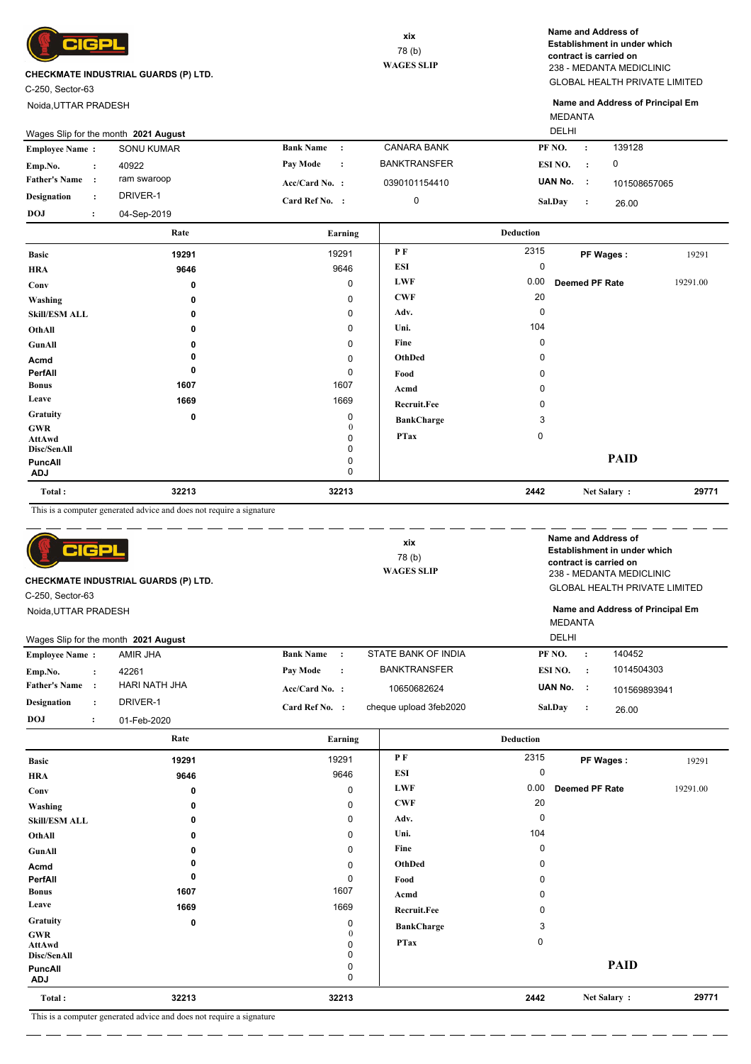**CIGPL**

**CHECKMATE INDUSTRIAL GUARDS (P) LTD.**

C-250, Sector-63

Noida,UTTAR PRADESH

xix

78 (b)

**WAGES SLIP**

**Name and Address of Establishment in under which contract is carried on**

238 - MEDANTA MEDICLINIC

GLOBAL HEALTH PRIVATE LIMITED

**Name and Address of Principal Em**

MEDANTA

DELHI

Wages Slip for the month **2021 August**

| | | | | | |
|---|---|---|---|---|---|
| **Employee Name :** | SONU KUMAR | **Bank Name :** | CANARA BANK | **PF NO. :** | 139128 |
| **Emp.No. :** | 40922 | **Pay Mode :** | BANKTRANSFER | **ESI NO. :** | 0 |
| **Father's Name :** | ram swaroop | **Acc/Card No. :** | 0390101154410 | **UAN No. :** | 101508657065 |
| **Designation :** | DRIVER-1 | **Card Ref No. :** | 0 | **Sal.Day :** | 26.00 |
| **DOJ :** | 04-Sep-2019 | | | | |

| | Rate | Earning | Deduction | | | |
|---|---|---|---|---|---|---|
| **Basic** | 19291 | 19291 | **P F** | 2315 | **PF Wages :** | 19291 |
| **HRA** | 9646 | 9646 | **ESI** | 0 | | |
| **Conv** | 0 | 0 | **LWF** | 0.00 | **Deemed PF Rate** | 19291.00 |
| **Washing** | 0 | 0 | **CWF** | 20 | | |
| **Skill/ESM ALL** | 0 | 0 | **Adv.** | 0 | | |
| **OthAll** | 0 | 0 | **Uni.** | 104 | | |
| **GunAll** | 0 | 0 | **Fine** | 0 | | |
| **Acmd** | 0 | 0 | **OthDed** | 0 | | |
| **PerfAll** | 0 | 0 | **Food** | 0 | | |
| **Bonus** | 1607 | 1607 | **Acmd** | 0 | | |
| **Leave** | 1669 | 1669 | **Recruit.Fee** | 0 | | |
| **Gratuity** | 0 | 0 | **BankCharge** | 3 | | |
| **GWR** | | 0 | **PTax** | 0 | | |
| **AttAwd** | | 0 | | | | |
| **Disc/SenAll** | | 0 | | | | |
| **PuncAll** | | 0 | | | **PAID** | |
| **ADJ** | | 0 | | | | |
| **Total :** | 32213 | 32213 | | 2442 | **Net Salary :** | 29771 |

This is a computer generated advice and does not require a signature

---

**CIGPL**

**CHECKMATE INDUSTRIAL GUARDS (P) LTD.**

C-250, Sector-63

Noida,UTTAR PRADESH

xix

78 (b)

**WAGES SLIP**

**Name and Address of Establishment in under which contract is carried on**

238 - MEDANTA MEDICLINIC

GLOBAL HEALTH PRIVATE LIMITED

**Name and Address of Principal Em**

MEDANTA

DELHI

Wages Slip for the month **2021 August**

| | | | | | |
|---|---|---|---|---|---|
| **Employee Name :** | AMIR JHA | **Bank Name :** | STATE BANK OF INDIA | **PF NO. :** | 140452 |
| **Emp.No. :** | 42261 | **Pay Mode :** | BANKTRANSFER | **ESI NO. :** | 1014504303 |
| **Father's Name :** | HARI NATH JHA | **Acc/Card No. :** | 10650682624 | **UAN No. :** | 101569893941 |
| **Designation :** | DRIVER-1 | **Card Ref No. :** | cheque upload 3feb2020 | **Sal.Day :** | 26.00 |
| **DOJ :** | 01-Feb-2020 | | | | |

| | Rate | Earning | Deduction | | | |
|---|---|---|---|---|---|---|
| **Basic** | 19291 | 19291 | **P F** | 2315 | **PF Wages :** | 19291 |
| **HRA** | 9646 | 9646 | **ESI** | 0 | | |
| **Conv** | 0 | 0 | **LWF** | 0.00 | **Deemed PF Rate** | 19291.00 |
| **Washing** | 0 | 0 | **CWF** | 20 | | |
| **Skill/ESM ALL** | 0 | 0 | **Adv.** | 0 | | |
| **OthAll** | 0 | 0 | **Uni.** | 104 | | |
| **GunAll** | 0 | 0 | **Fine** | 0 | | |
| **Acmd** | 0 | 0 | **OthDed** | 0 | | |
| **PerfAll** | 0 | 0 | **Food** | 0 | | |
| **Bonus** | 1607 | 1607 | **Acmd** | 0 | | |
| **Leave** | 1669 | 1669 | **Recruit.Fee** | 0 | | |
| **Gratuity** | 0 | 0 | **BankCharge** | 3 | | |
| **GWR** | | 0 | **PTax** | 0 | | |
| **AttAwd** | | 0 | | | | |
| **Disc/SenAll** | | 0 | | | | |
| **PuncAll** | | 0 | | | **PAID** | |
| **ADJ** | | 0 | | | | |
| **Total :** | 32213 | 32213 | | 2442 | **Net Salary :** | 29771 |

This is a computer generated advice and does not require a signature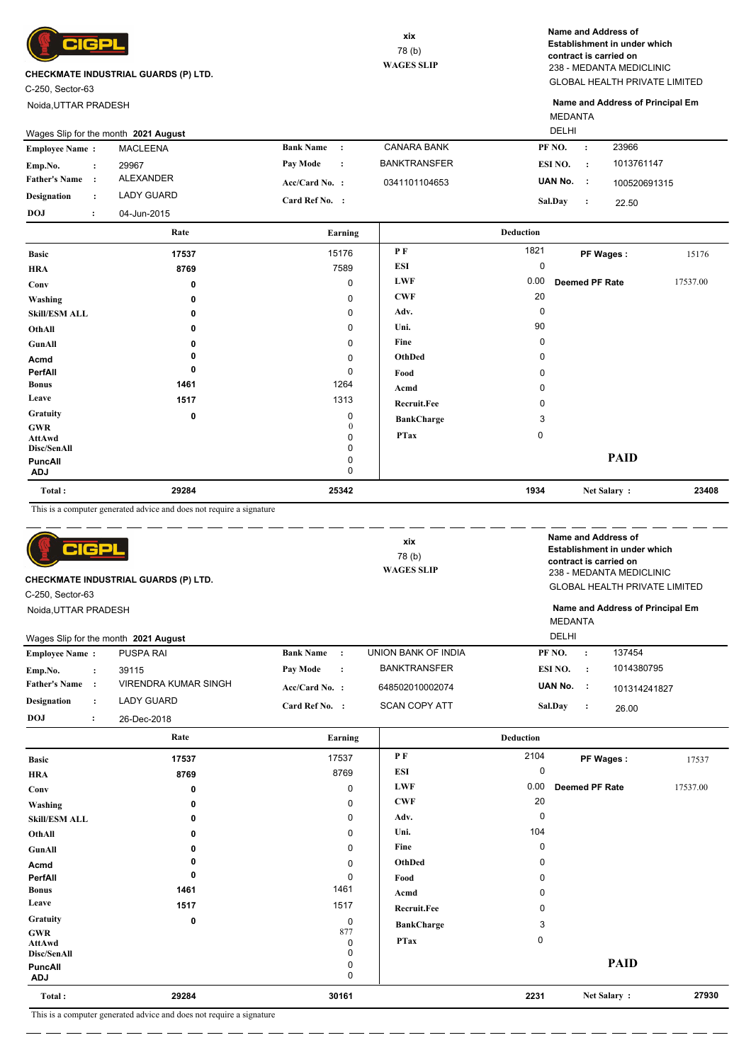CIGPL

**CHECKMATE INDUSTRIAL GUARDS (P) LTD.**
C-250, Sector-63
Noida,UTTAR PRADESH

xix
78 (b)
**WAGES SLIP**

**Name and Address of Establishment in under which contract is carried on**
238 - MEDANTA MEDICLINIC
GLOBAL HEALTH PRIVATE LIMITED

**Name and Address of Principal Em**
MEDANTA
DELHI

Wages Slip for the month **2021 August**

| | | | | | |
|---|---|---|---|---|---|
| **Employee Name :** | MACLEENA | **Bank Name :** | CANARA BANK | **PF NO. :** | 23966 |
| **Emp.No. :** | 29967 | **Pay Mode :** | BANKTRANSFER | **ESI NO. :** | 1013761147 |
| **Father's Name :** | ALEXANDER | **Acc/Card No. :** | 0341101104653 | **UAN No. :** | 100520691315 |
| **Designation :** | LADY GUARD | **Card Ref No. :** | | **Sal.Day :** | 22.50 |
| **DOJ :** | 04-Jun-2015 | | | | |

| | Rate | Earning | Deduction | | | |
|---|---|---|---|---|---|---|
| **Basic** | 17537 | 15176 | **P F** | 1821 | **PF Wages :** | 15176 |
| **HRA** | 8769 | 7589 | **ESI** | 0 | | |
| **Conv** | 0 | 0 | **LWF** | 0.00 | **Deemed PF Rate** | 17537.00 |
| **Washing** | 0 | 0 | **CWF** | 20 | | |
| **Skill/ESM ALL** | 0 | 0 | **Adv.** | 0 | | |
| **OthAll** | 0 | 0 | **Uni.** | 90 | | |
| **GunAll** | 0 | 0 | **Fine** | 0 | | |
| **Acmd** | 0 | 0 | **OthDed** | 0 | | |
| **PerfAll** | 0 | 0 | **Food** | 0 | | |
| **Bonus** | 1461 | 1264 | **Acmd** | 0 | | |
| **Leave** | 1517 | 1313 | **Recruit.Fee** | 0 | | |
| **Gratuity** | 0 | 0 | **BankCharge** | 3 | | |
| **GWR** | | 0 | **PTax** | 0 | | |
| **AttAwd** | | 0 | | | | |
| **Disc/SenAll** | | 0 | | | | |
| **PuncAll** | | 0 | | | **PAID** | |
| **ADJ** | | 0 | | | | |
| **Total :** | 29284 | 25342 | | 1934 | **Net Salary :** | 23408 |

This is a computer generated advice and does not require a signature

---

CIGPL

**CHECKMATE INDUSTRIAL GUARDS (P) LTD.**
C-250, Sector-63
Noida,UTTAR PRADESH

xix
78 (b)
**WAGES SLIP**

**Name and Address of Establishment in under which contract is carried on**
238 - MEDANTA MEDICLINIC
GLOBAL HEALTH PRIVATE LIMITED

**Name and Address of Principal Em**
MEDANTA
DELHI

Wages Slip for the month **2021 August**

| | | | | | |
|---|---|---|---|---|---|
| **Employee Name :** | PUSPA RAI | **Bank Name :** | UNION BANK OF INDIA | **PF NO. :** | 137454 |
| **Emp.No. :** | 39115 | **Pay Mode :** | BANKTRANSFER | **ESI NO. :** | 1014380795 |
| **Father's Name :** | VIRENDRA KUMAR SINGH | **Acc/Card No. :** | 648502010002074 | **UAN No. :** | 101314241827 |
| **Designation :** | LADY GUARD | **Card Ref No. :** | SCAN COPY ATT | **Sal.Day :** | 26.00 |
| **DOJ :** | 26-Dec-2018 | | | | |

| | Rate | Earning | Deduction | | | |
|---|---|---|---|---|---|---|
| **Basic** | 17537 | 17537 | **P F** | 2104 | **PF Wages :** | 17537 |
| **HRA** | 8769 | 8769 | **ESI** | 0 | | |
| **Conv** | 0 | 0 | **LWF** | 0.00 | **Deemed PF Rate** | 17537.00 |
| **Washing** | 0 | 0 | **CWF** | 20 | | |
| **Skill/ESM ALL** | 0 | 0 | **Adv.** | 0 | | |
| **OthAll** | 0 | 0 | **Uni.** | 104 | | |
| **GunAll** | 0 | 0 | **Fine** | 0 | | |
| **Acmd** | 0 | 0 | **OthDed** | 0 | | |
| **PerfAll** | 0 | 0 | **Food** | 0 | | |
| **Bonus** | 1461 | 1461 | **Acmd** | 0 | | |
| **Leave** | 1517 | 1517 | **Recruit.Fee** | 0 | | |
| **Gratuity** | 0 | 0 | **BankCharge** | 3 | | |
| **GWR** | | 877 | **PTax** | 0 | | |
| **AttAwd** | | 0 | | | | |
| **Disc/SenAll** | | 0 | | | | |
| **PuncAll** | | 0 | | | **PAID** | |
| **ADJ** | | 0 | | | | |
| **Total :** | 29284 | 30161 | | 2231 | **Net Salary :** | 27930 |

This is a computer generated advice and does not require a signature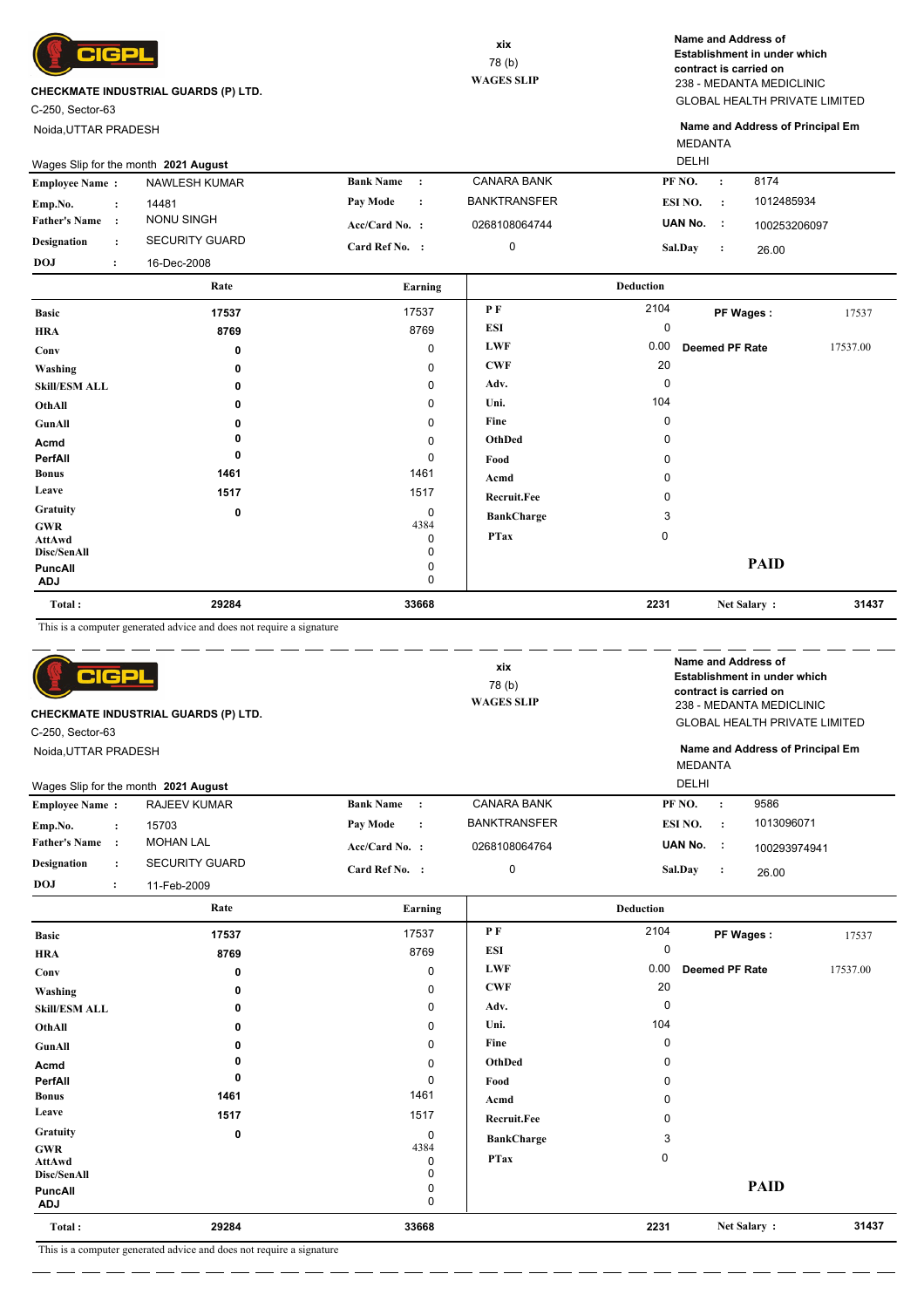**CHECKMATE INDUSTRIAL GUARDS (P) LTD.**

C-250, Sector-63

Noida,UTTAR PRADESH

xix

78 (b)

**WAGES SLIP**

**Name and Address of Establishment in under which contract is carried on**

238 - MEDANTA MEDICLINIC

GLOBAL HEALTH PRIVATE LIMITED

**Name and Address of Principal Em**

MEDANTA

DELHI

Wages Slip for the month **2021 August**

| | | | | | |
|---|---|---|---|---|---|
| **Employee Name :** | NAWLESH KUMAR | **Bank Name :** | CANARA BANK | **PF NO. :** | 8174 |
| **Emp.No. :** | 14481 | **Pay Mode :** | BANKTRANSFER | **ESI NO. :** | 1012485934 |
| **Father's Name :** | NONU SINGH | **Acc/Card No. :** | 0268108064744 | **UAN No. :** | 100253206097 |
| **Designation :** | SECURITY GUARD | **Card Ref No. :** | 0 | **Sal.Day :** | 26.00 |
| **DOJ :** | 16-Dec-2008 | | | | |

| | Rate | Earning | Deduction | | | |
|---|---|---|---|---|---|---|
| **Basic** | 17537 | 17537 | **P F** | 2104 | **PF Wages :** | 17537 |
| **HRA** | 8769 | 8769 | **ESI** | 0 | | |
| **Conv** | 0 | 0 | **LWF** | 0.00 | **Deemed PF Rate** | 17537.00 |
| **Washing** | 0 | 0 | **CWF** | 20 | | |
| **Skill/ESM ALL** | 0 | 0 | **Adv.** | 0 | | |
| **OthAll** | 0 | 0 | **Uni.** | 104 | | |
| **GunAll** | 0 | 0 | **Fine** | 0 | | |
| **Acmd** | 0 | 0 | **OthDed** | 0 | | |
| **PerfAll** | 0 | 0 | **Food** | 0 | | |
| **Bonus** | 1461 | 1461 | **Acmd** | 0 | | |
| **Leave** | 1517 | 1517 | **Recruit.Fee** | 0 | | |
| **Gratuity** | 0 | 0 | **BankCharge** | 3 | | |
| **GWR** | | 4384 | **PTax** | 0 | | |
| **AttAwd** | | 0 | | | | |
| **Disc/SenAll** | | 0 | | | | |
| **PuncAll** | | 0 | | | **PAID** | |
| **ADJ** | | 0 | | | | |
| **Total :** | 29284 | 33668 | | 2231 | **Net Salary :** | 31437 |

This is a computer generated advice and does not require a signature

---

**CHECKMATE INDUSTRIAL GUARDS (P) LTD.**

C-250, Sector-63

Noida,UTTAR PRADESH

xix

78 (b)

**WAGES SLIP**

**Name and Address of Establishment in under which contract is carried on**

238 - MEDANTA MEDICLINIC

GLOBAL HEALTH PRIVATE LIMITED

**Name and Address of Principal Em**

MEDANTA

DELHI

Wages Slip for the month **2021 August**

| | | | | | |
|---|---|---|---|---|---|
| **Employee Name :** | RAJEEV KUMAR | **Bank Name :** | CANARA BANK | **PF NO. :** | 9586 |
| **Emp.No. :** | 15703 | **Pay Mode :** | BANKTRANSFER | **ESI NO. :** | 1013096071 |
| **Father's Name :** | MOHAN LAL | **Acc/Card No. :** | 0268108064764 | **UAN No. :** | 100293974941 |
| **Designation :** | SECURITY GUARD | **Card Ref No. :** | 0 | **Sal.Day :** | 26.00 |
| **DOJ :** | 11-Feb-2009 | | | | |

| | Rate | Earning | Deduction | | | |
|---|---|---|---|---|---|---|
| **Basic** | 17537 | 17537 | **P F** | 2104 | **PF Wages :** | 17537 |
| **HRA** | 8769 | 8769 | **ESI** | 0 | | |
| **Conv** | 0 | 0 | **LWF** | 0.00 | **Deemed PF Rate** | 17537.00 |
| **Washing** | 0 | 0 | **CWF** | 20 | | |
| **Skill/ESM ALL** | 0 | 0 | **Adv.** | 0 | | |
| **OthAll** | 0 | 0 | **Uni.** | 104 | | |
| **GunAll** | 0 | 0 | **Fine** | 0 | | |
| **Acmd** | 0 | 0 | **OthDed** | 0 | | |
| **PerfAll** | 0 | 0 | **Food** | 0 | | |
| **Bonus** | 1461 | 1461 | **Acmd** | 0 | | |
| **Leave** | 1517 | 1517 | **Recruit.Fee** | 0 | | |
| **Gratuity** | 0 | 0 | **BankCharge** | 3 | | |
| **GWR** | | 4384 | **PTax** | 0 | | |
| **AttAwd** | | 0 | | | | |
| **Disc/SenAll** | | 0 | | | | |
| **PuncAll** | | 0 | | | **PAID** | |
| **ADJ** | | 0 | | | | |
| **Total :** | 29284 | 33668 | | 2231 | **Net Salary :** | 31437 |

This is a computer generated advice and does not require a signature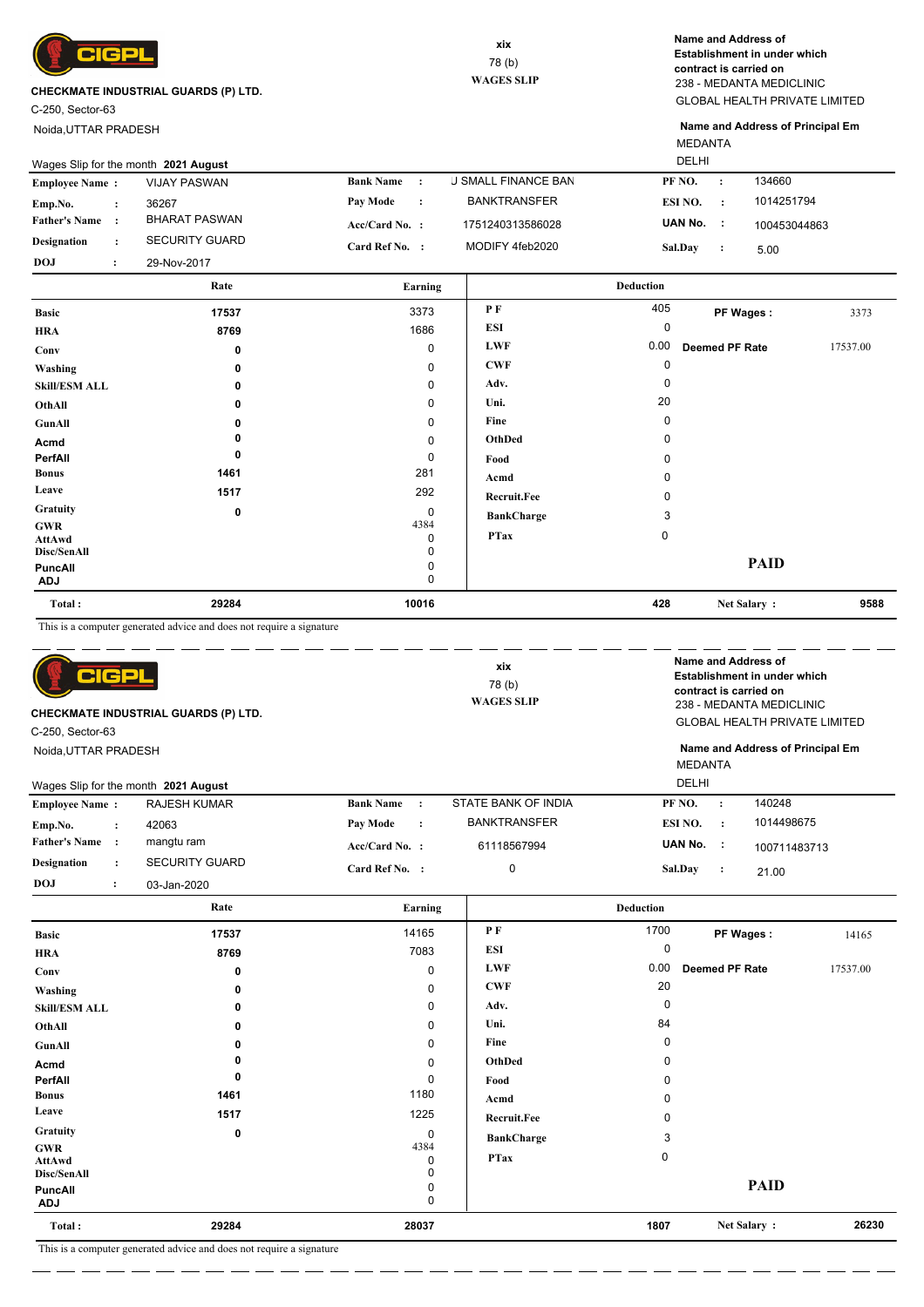CIGPL

**CHECKMATE INDUSTRIAL GUARDS (P) LTD.**

C-250, Sector-63

Noida,UTTAR PRADESH

xix

78 (b)

**WAGES SLIP**

**Name and Address of Establishment in under which contract is carried on**

238 - MEDANTA MEDICLINIC

GLOBAL HEALTH PRIVATE LIMITED

**Name and Address of Principal Em**

MEDANTA

DELHI

Wages Slip for the month **2021 August**

| | | | | | |
|---|---|---|---|---|---|
| **Employee Name :** | VIJAY PASWAN | **Bank Name :** | J SMALL FINANCE BAN | **PF NO. :** | 134660 |
| **Emp.No. :** | 36267 | **Pay Mode :** | BANKTRANSFER | **ESI NO. :** | 1014251794 |
| **Father's Name :** | BHARAT PASWAN | **Acc/Card No. :** | 1751240313586028 | **UAN No. :** | 100453044863 |
| **Designation :** | SECURITY GUARD | **Card Ref No. :** | MODIFY 4feb2020 | **Sal.Day :** | 5.00 |
| **DOJ :** | 29-Nov-2017 | | | | |

| | Rate | Earning | Deduction | | | |
|---|---|---|---|---|---|---|
| **Basic** | 17537 | 3373 | **P F** | 405 | **PF Wages :** | 3373 |
| **HRA** | 8769 | 1686 | **ESI** | 0 | | |
| **Conv** | 0 | 0 | **LWF** | 0.00 | **Deemed PF Rate** | 17537.00 |
| **Washing** | 0 | 0 | **CWF** | 0 | | |
| **Skill/ESM ALL** | 0 | 0 | **Adv.** | 0 | | |
| **OthAll** | 0 | 0 | **Uni.** | 20 | | |
| **GunAll** | 0 | 0 | **Fine** | 0 | | |
| **Acmd** | 0 | 0 | **OthDed** | 0 | | |
| **PerfAll** | 0 | 0 | **Food** | 0 | | |
| **Bonus** | 1461 | 281 | **Acmd** | 0 | | |
| **Leave** | 1517 | 292 | **Recruit.Fee** | 0 | | |
| **Gratuity** | 0 | 0 | **BankCharge** | 3 | | |
| **GWR** | | 4384 | **PTax** | 0 | | |
| **AttAwd** | | 0 | | | | |
| **Disc/SenAll** | | 0 | | | | |
| **PuncAll** | | 0 | | | **PAID** | |
| **ADJ** | | 0 | | | | |
| **Total :** | 29284 | 10016 | | 428 | **Net Salary :** | 9588 |

This is a computer generated advice and does not require a signature

---

CIGPL

**CHECKMATE INDUSTRIAL GUARDS (P) LTD.**

C-250, Sector-63

Noida,UTTAR PRADESH

xix

78 (b)

**WAGES SLIP**

**Name and Address of Establishment in under which contract is carried on**

238 - MEDANTA MEDICLINIC

GLOBAL HEALTH PRIVATE LIMITED

**Name and Address of Principal Em**

MEDANTA

DELHI

Wages Slip for the month **2021 August**

| | | | | | |
|---|---|---|---|---|---|
| **Employee Name :** | RAJESH KUMAR | **Bank Name :** | STATE BANK OF INDIA | **PF NO. :** | 140248 |
| **Emp.No. :** | 42063 | **Pay Mode :** | BANKTRANSFER | **ESI NO. :** | 1014498675 |
| **Father's Name :** | mangtu ram | **Acc/Card No. :** | 61118567994 | **UAN No. :** | 100711483713 |
| **Designation :** | SECURITY GUARD | **Card Ref No. :** | 0 | **Sal.Day :** | 21.00 |
| **DOJ :** | 03-Jan-2020 | | | | |

| | Rate | Earning | Deduction | | | |
|---|---|---|---|---|---|---|
| **Basic** | 17537 | 14165 | **P F** | 1700 | **PF Wages :** | 14165 |
| **HRA** | 8769 | 7083 | **ESI** | 0 | | |
| **Conv** | 0 | 0 | **LWF** | 0.00 | **Deemed PF Rate** | 17537.00 |
| **Washing** | 0 | 0 | **CWF** | 20 | | |
| **Skill/ESM ALL** | 0 | 0 | **Adv.** | 0 | | |
| **OthAll** | 0 | 0 | **Uni.** | 84 | | |
| **GunAll** | 0 | 0 | **Fine** | 0 | | |
| **Acmd** | 0 | 0 | **OthDed** | 0 | | |
| **PerfAll** | 0 | 0 | **Food** | 0 | | |
| **Bonus** | 1461 | 1180 | **Acmd** | 0 | | |
| **Leave** | 1517 | 1225 | **Recruit.Fee** | 0 | | |
| **Gratuity** | 0 | 0 | **BankCharge** | 3 | | |
| **GWR** | | 4384 | **PTax** | 0 | | |
| **AttAwd** | | 0 | | | | |
| **Disc/SenAll** | | 0 | | | | |
| **PuncAll** | | 0 | | | **PAID** | |
| **ADJ** | | 0 | | | | |
| **Total :** | 29284 | 28037 | | 1807 | **Net Salary :** | 26230 |

This is a computer generated advice and does not require a signature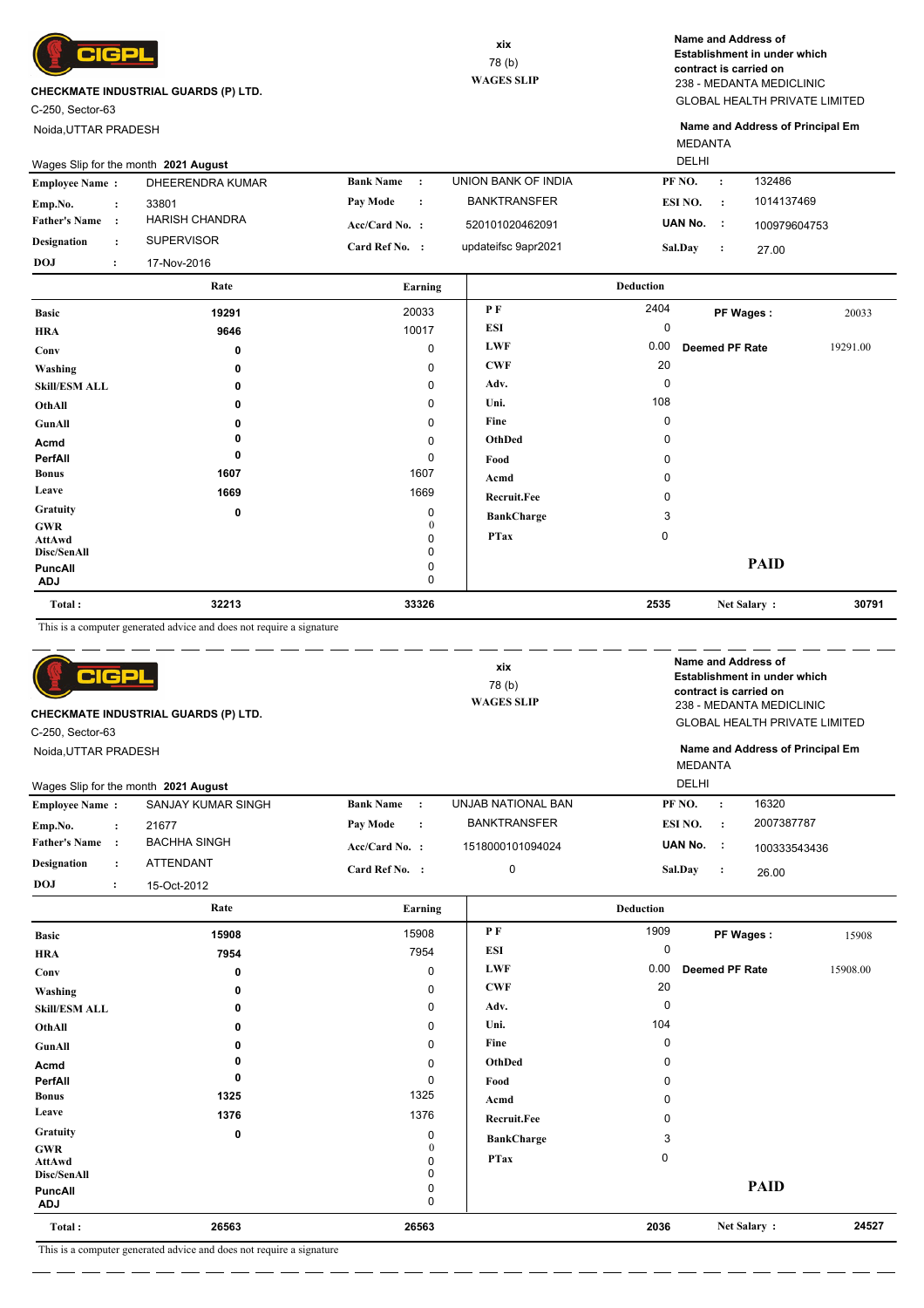CIGPL

**CHECKMATE INDUSTRIAL GUARDS (P) LTD.**

C-250, Sector-63

Noida,UTTAR PRADESH

xix

78 (b)

**WAGES SLIP**

**Name and Address of Establishment in under which contract is carried on**

238 - MEDANTA MEDICLINIC

GLOBAL HEALTH PRIVATE LIMITED

**Name and Address of Principal Em**

MEDANTA

DELHI

Wages Slip for the month **2021 August**

| | | | | | |
|---|---|---|---|---|---|
| **Employee Name :** | DHEERENDRA KUMAR | **Bank Name :** | UNION BANK OF INDIA | **PF NO. :** | 132486 |
| **Emp.No. :** | 33801 | **Pay Mode :** | BANKTRANSFER | **ESI NO. :** | 1014137469 |
| **Father's Name :** | HARISH CHANDRA | **Acc/Card No. :** | 520101020462091 | **UAN No. :** | 100979604753 |
| **Designation :** | SUPERVISOR | **Card Ref No. :** | updateifsc 9apr2021 | **Sal.Day :** | 27.00 |
| **DOJ :** | 17-Nov-2016 | | | | |

| | Rate | Earning | Deduction | | | |
|---|---|---|---|---|---|---|
| **Basic** | 19291 | 20033 | **P F** | 2404 | **PF Wages :** | 20033 |
| **HRA** | 9646 | 10017 | **ESI** | 0 | | |
| **Conv** | 0 | 0 | **LWF** | 0.00 | **Deemed PF Rate** | 19291.00 |
| **Washing** | 0 | 0 | **CWF** | 20 | | |
| **Skill/ESM ALL** | 0 | 0 | **Adv.** | 0 | | |
| **OthAll** | 0 | 0 | **Uni.** | 108 | | |
| **GunAll** | 0 | 0 | **Fine** | 0 | | |
| **Acmd** | 0 | 0 | **OthDed** | 0 | | |
| **PerfAll** | 0 | 0 | **Food** | 0 | | |
| **Bonus** | 1607 | 1607 | **Acmd** | 0 | | |
| **Leave** | 1669 | 1669 | **Recruit.Fee** | 0 | | |
| **Gratuity** | 0 | 0 | **BankCharge** | 3 | | |
| **GWR** | | 0 | **PTax** | 0 | | |
| **AttAwd** | | 0 | | | | |
| **Disc/SenAll** | | 0 | | | | |
| **PuncAll** | | 0 | | | **PAID** | |
| **ADJ** | | 0 | | | | |
| **Total :** | 32213 | 33326 | | 2535 | **Net Salary :** | 30791 |

This is a computer generated advice and does not require a signature

---

CIGPL

**CHECKMATE INDUSTRIAL GUARDS (P) LTD.**

C-250, Sector-63

Noida,UTTAR PRADESH

xix

78 (b)

**WAGES SLIP**

**Name and Address of Establishment in under which contract is carried on**

238 - MEDANTA MEDICLINIC

GLOBAL HEALTH PRIVATE LIMITED

**Name and Address of Principal Em**

MEDANTA

DELHI

Wages Slip for the month **2021 August**

| | | | | | |
|---|---|---|---|---|---|
| **Employee Name :** | SANJAY KUMAR SINGH | **Bank Name :** | UNJAB NATIONAL BAN | **PF NO. :** | 16320 |
| **Emp.No. :** | 21677 | **Pay Mode :** | BANKTRANSFER | **ESI NO. :** | 2007387787 |
| **Father's Name :** | BACHHA SINGH | **Acc/Card No. :** | 1518000101094024 | **UAN No. :** | 100333543436 |
| **Designation :** | ATTENDANT | **Card Ref No. :** | 0 | **Sal.Day :** | 26.00 |
| **DOJ :** | 15-Oct-2012 | | | | |

| | Rate | Earning | Deduction | | | |
|---|---|---|---|---|---|---|
| **Basic** | 15908 | 15908 | **P F** | 1909 | **PF Wages :** | 15908 |
| **HRA** | 7954 | 7954 | **ESI** | 0 | | |
| **Conv** | 0 | 0 | **LWF** | 0.00 | **Deemed PF Rate** | 15908.00 |
| **Washing** | 0 | 0 | **CWF** | 20 | | |
| **Skill/ESM ALL** | 0 | 0 | **Adv.** | 0 | | |
| **OthAll** | 0 | 0 | **Uni.** | 104 | | |
| **GunAll** | 0 | 0 | **Fine** | 0 | | |
| **Acmd** | 0 | 0 | **OthDed** | 0 | | |
| **PerfAll** | 0 | 0 | **Food** | 0 | | |
| **Bonus** | 1325 | 1325 | **Acmd** | 0 | | |
| **Leave** | 1376 | 1376 | **Recruit.Fee** | 0 | | |
| **Gratuity** | 0 | 0 | **BankCharge** | 3 | | |
| **GWR** | | 0 | **PTax** | 0 | | |
| **AttAwd** | | 0 | | | | |
| **Disc/SenAll** | | 0 | | | | |
| **PuncAll** | | 0 | | | **PAID** | |
| **ADJ** | | 0 | | | | |
| **Total :** | 26563 | 26563 | | 2036 | **Net Salary :** | 24527 |

This is a computer generated advice and does not require a signature